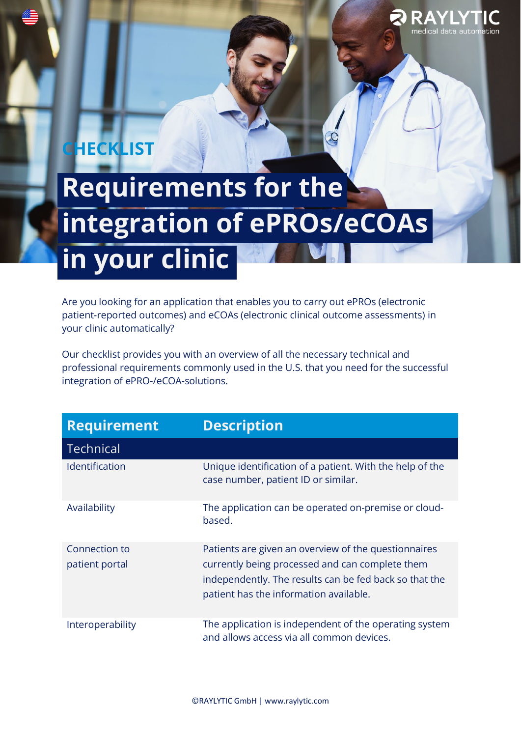RAYLYTIC
medical data automation

CHECKLIST

# Requirements for the integration of ePROs/eCOAs in your clinic

Are you looking for an application that enables you to carry out ePROs (electronic patient-reported outcomes) and eCOAs (electronic clinical outcome assessments) in your clinic automatically?

Our checklist provides you with an overview of all the necessary technical and professional requirements commonly used in the U.S. that you need for the successful integration of ePRO-/eCOA-solutions.

| Requirement | Description |
| --- | --- |
| **Technical** | |
| Identification | Unique identification of a patient. With the help of the case number, patient ID or similar. |
| Availability | The application can be operated on-premise or cloud-based. |
| Connection to patient portal | Patients are given an overview of the questionnaires currently being processed and can complete them independently. The results can be fed back so that the patient has the information available. |
| Interoperability | The application is independent of the operating system and allows access via all common devices. |

©RAYLYTIC GmbH | www.raylytic.com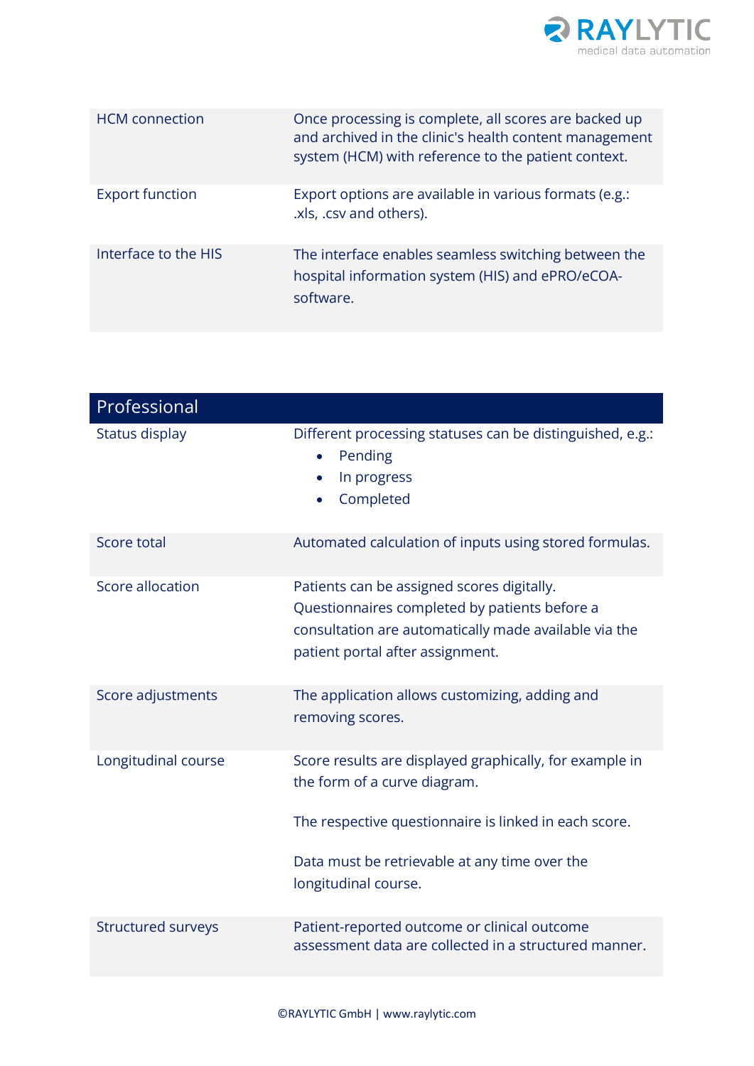| | |
|---|---|
| HCM connection | Once processing is complete, all scores are backed up and archived in the clinic's health content management system (HCM) with reference to the patient context. |
| Export function | Export options are available in various formats (e.g.: .xls, .csv and others). |
| Interface to the HIS | The interface enables seamless switching between the hospital information system (HIS) and ePRO/eCOA-software. |

| Professional | |
|---|---|
| Status display | Different processing statuses can be distinguished, e.g.:<br>• Pending<br>• In progress<br>• Completed |
| Score total | Automated calculation of inputs using stored formulas. |
| Score allocation | Patients can be assigned scores digitally. Questionnaires completed by patients before a consultation are automatically made available via the patient portal after assignment. |
| Score adjustments | The application allows customizing, adding and removing scores. |
| Longitudinal course | Score results are displayed graphically, for example in the form of a curve diagram.<br><br>The respective questionnaire is linked in each score.<br><br>Data must be retrievable at any time over the longitudinal course. |
| Structured surveys | Patient-reported outcome or clinical outcome assessment data are collected in a structured manner. |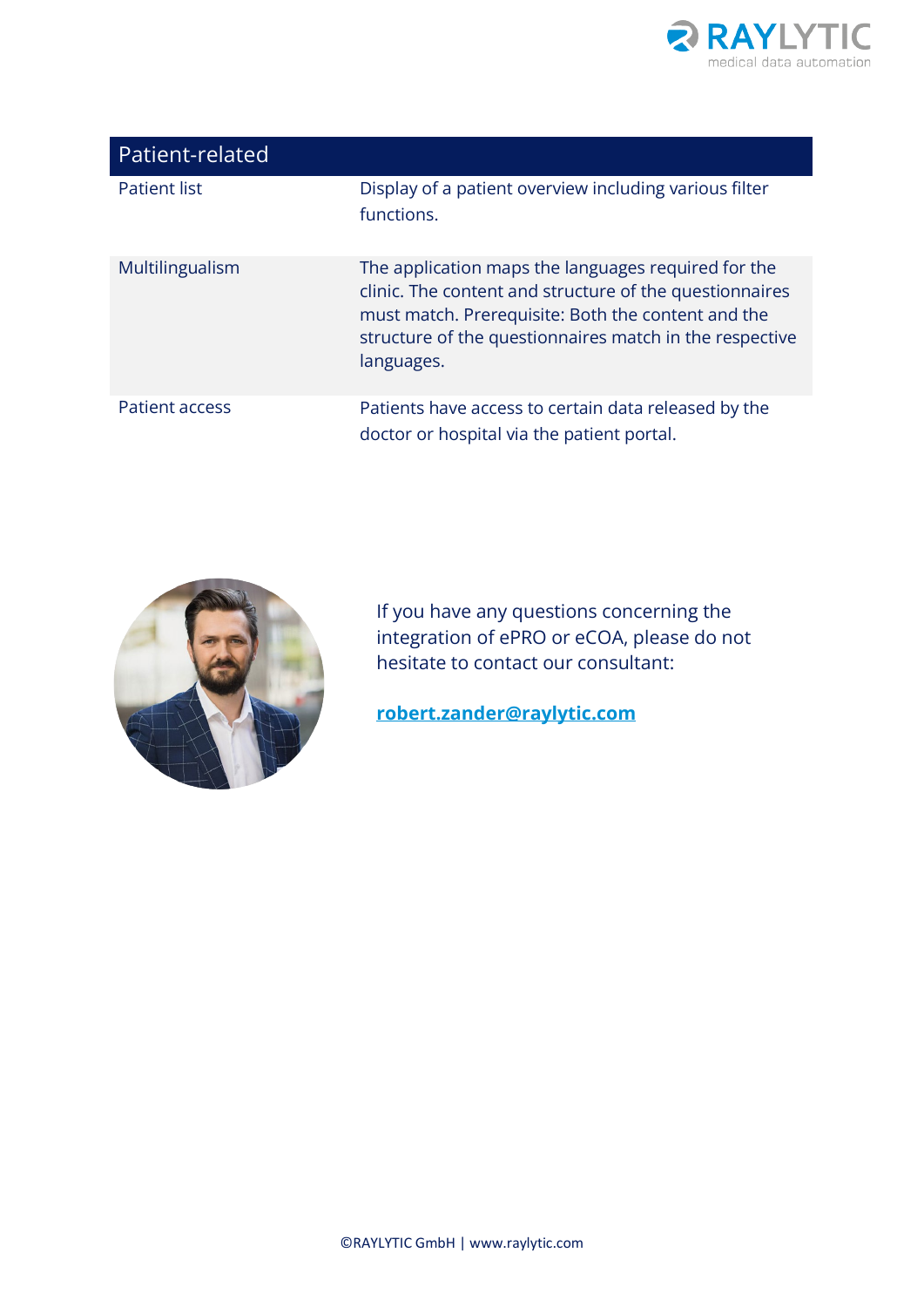| Patient-related | |
|---|---|
| Patient list | Display of a patient overview including various filter functions. |
| Multilingualism | The application maps the languages required for the clinic. The content and structure of the questionnaires must match. Prerequisite: Both the content and the structure of the questionnaires match in the respective languages. |
| Patient access | Patients have access to certain data released by the doctor or hospital via the patient portal. |

If you have any questions concerning the integration of ePRO or eCOA, please do not hesitate to contact our consultant:

**robert.zander@raylytic.com**